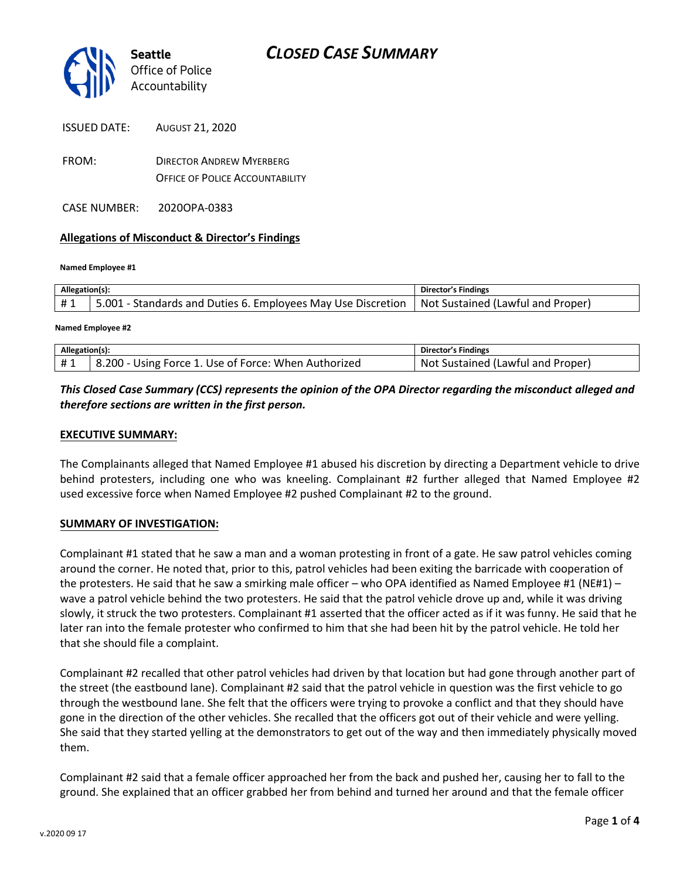Seattle
Office of Police
Accountability

# CLOSED CASE SUMMARY

ISSUED DATE: AUGUST 21, 2020

FROM: DIRECTOR ANDREW MYERBERG
OFFICE OF POLICE ACCOUNTABILITY

CASE NUMBER: 2020OPA-0383

**Allegations of Misconduct & Director's Findings**

**Named Employee #1**

| Allegation(s): | | Director's Findings |
|---|---|---|
| # 1 | 5.001 - Standards and Duties 6. Employees May Use Discretion | Not Sustained (Lawful and Proper) |

**Named Employee #2**

| Allegation(s): | | Director's Findings |
|---|---|---|
| # 1 | 8.200 - Using Force 1. Use of Force: When Authorized | Not Sustained (Lawful and Proper) |

***This Closed Case Summary (CCS) represents the opinion of the OPA Director regarding the misconduct alleged and therefore sections are written in the first person.***

**EXECUTIVE SUMMARY:**

The Complainants alleged that Named Employee #1 abused his discretion by directing a Department vehicle to drive behind protesters, including one who was kneeling. Complainant #2 further alleged that Named Employee #2 used excessive force when Named Employee #2 pushed Complainant #2 to the ground.

**SUMMARY OF INVESTIGATION:**

Complainant #1 stated that he saw a man and a woman protesting in front of a gate. He saw patrol vehicles coming around the corner. He noted that, prior to this, patrol vehicles had been exiting the barricade with cooperation of the protesters. He said that he saw a smirking male officer – who OPA identified as Named Employee #1 (NE#1) – wave a patrol vehicle behind the two protesters. He said that the patrol vehicle drove up and, while it was driving slowly, it struck the two protesters. Complainant #1 asserted that the officer acted as if it was funny. He said that he later ran into the female protester who confirmed to him that she had been hit by the patrol vehicle. He told her that she should file a complaint.

Complainant #2 recalled that other patrol vehicles had driven by that location but had gone through another part of the street (the eastbound lane). Complainant #2 said that the patrol vehicle in question was the first vehicle to go through the westbound lane. She felt that the officers were trying to provoke a conflict and that they should have gone in the direction of the other vehicles. She recalled that the officers got out of their vehicle and were yelling. She said that they started yelling at the demonstrators to get out of the way and then immediately physically moved them.

Complainant #2 said that a female officer approached her from the back and pushed her, causing her to fall to the ground. She explained that an officer grabbed her from behind and turned her around and that the female officer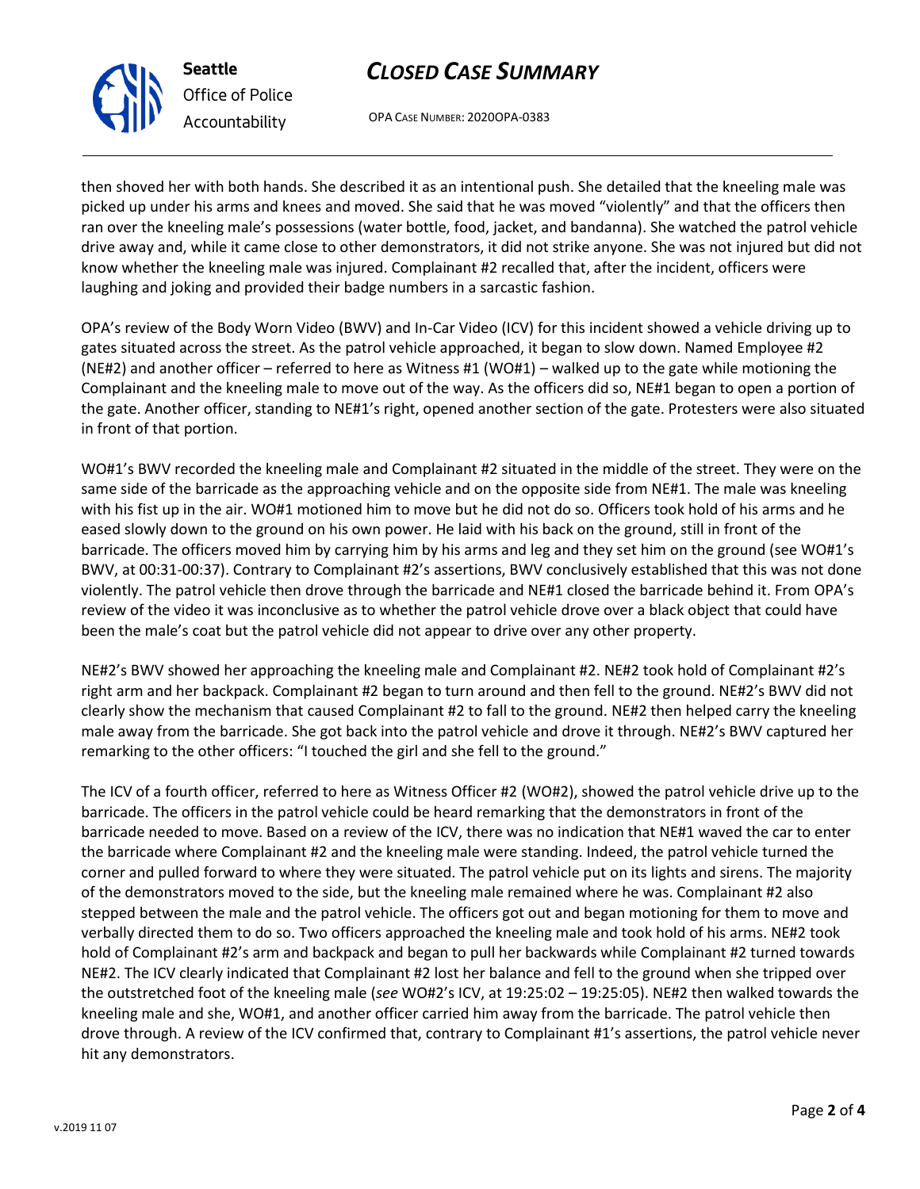then shoved her with both hands. She described it as an intentional push. She detailed that the kneeling male was picked up under his arms and knees and moved. She said that he was moved "violently" and that the officers then ran over the kneeling male's possessions (water bottle, food, jacket, and bandanna). She watched the patrol vehicle drive away and, while it came close to other demonstrators, it did not strike anyone. She was not injured but did not know whether the kneeling male was injured. Complainant #2 recalled that, after the incident, officers were laughing and joking and provided their badge numbers in a sarcastic fashion.

OPA's review of the Body Worn Video (BWV) and In-Car Video (ICV) for this incident showed a vehicle driving up to gates situated across the street. As the patrol vehicle approached, it began to slow down. Named Employee #2 (NE#2) and another officer – referred to here as Witness #1 (WO#1) – walked up to the gate while motioning the Complainant and the kneeling male to move out of the way. As the officers did so, NE#1 began to open a portion of the gate. Another officer, standing to NE#1's right, opened another section of the gate. Protesters were also situated in front of that portion.

WO#1's BWV recorded the kneeling male and Complainant #2 situated in the middle of the street. They were on the same side of the barricade as the approaching vehicle and on the opposite side from NE#1. The male was kneeling with his fist up in the air. WO#1 motioned him to move but he did not do so. Officers took hold of his arms and he eased slowly down to the ground on his own power. He laid with his back on the ground, still in front of the barricade. The officers moved him by carrying him by his arms and leg and they set him on the ground (see WO#1's BWV, at 00:31-00:37). Contrary to Complainant #2's assertions, BWV conclusively established that this was not done violently. The patrol vehicle then drove through the barricade and NE#1 closed the barricade behind it. From OPA's review of the video it was inconclusive as to whether the patrol vehicle drove over a black object that could have been the male's coat but the patrol vehicle did not appear to drive over any other property.

NE#2's BWV showed her approaching the kneeling male and Complainant #2. NE#2 took hold of Complainant #2's right arm and her backpack. Complainant #2 began to turn around and then fell to the ground. NE#2's BWV did not clearly show the mechanism that caused Complainant #2 to fall to the ground. NE#2 then helped carry the kneeling male away from the barricade. She got back into the patrol vehicle and drove it through. NE#2's BWV captured her remarking to the other officers: "I touched the girl and she fell to the ground."

The ICV of a fourth officer, referred to here as Witness Officer #2 (WO#2), showed the patrol vehicle drive up to the barricade. The officers in the patrol vehicle could be heard remarking that the demonstrators in front of the barricade needed to move. Based on a review of the ICV, there was no indication that NE#1 waved the car to enter the barricade where Complainant #2 and the kneeling male were standing. Indeed, the patrol vehicle turned the corner and pulled forward to where they were situated. The patrol vehicle put on its lights and sirens. The majority of the demonstrators moved to the side, but the kneeling male remained where he was. Complainant #2 also stepped between the male and the patrol vehicle. The officers got out and began motioning for them to move and verbally directed them to do so. Two officers approached the kneeling male and took hold of his arms. NE#2 took hold of Complainant #2's arm and backpack and began to pull her backwards while Complainant #2 turned towards NE#2. The ICV clearly indicated that Complainant #2 lost her balance and fell to the ground when she tripped over the outstretched foot of the kneeling male (*see* WO#2's ICV, at 19:25:02 – 19:25:05). NE#2 then walked towards the kneeling male and she, WO#1, and another officer carried him away from the barricade. The patrol vehicle then drove through. A review of the ICV confirmed that, contrary to Complainant #1's assertions, the patrol vehicle never hit any demonstrators.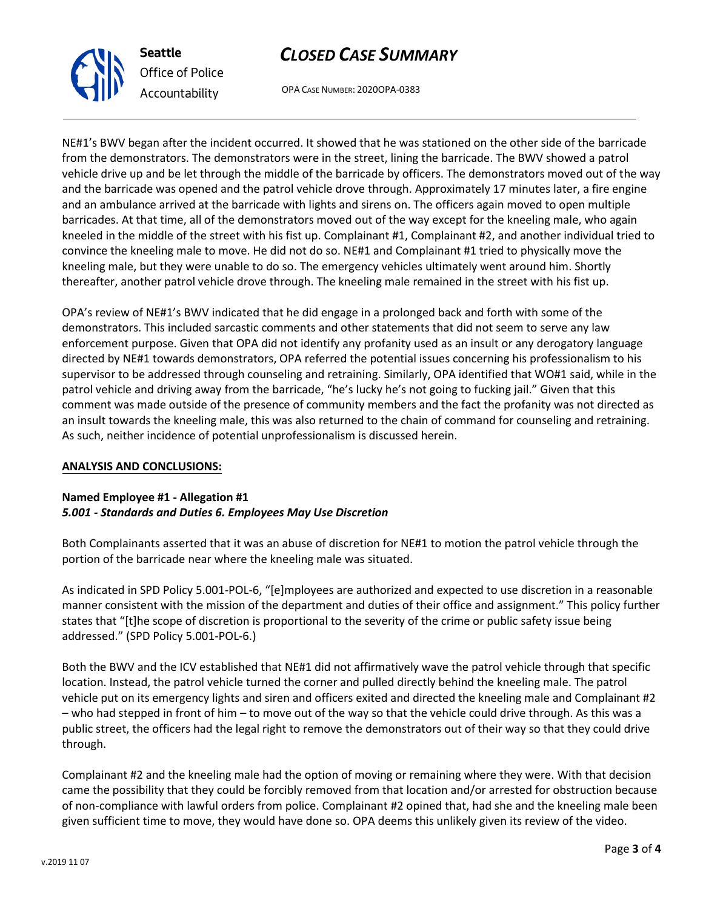NE#1's BWV began after the incident occurred. It showed that he was stationed on the other side of the barricade from the demonstrators. The demonstrators were in the street, lining the barricade. The BWV showed a patrol vehicle drive up and be let through the middle of the barricade by officers. The demonstrators moved out of the way and the barricade was opened and the patrol vehicle drove through. Approximately 17 minutes later, a fire engine and an ambulance arrived at the barricade with lights and sirens on. The officers again moved to open multiple barricades. At that time, all of the demonstrators moved out of the way except for the kneeling male, who again kneeled in the middle of the street with his fist up. Complainant #1, Complainant #2, and another individual tried to convince the kneeling male to move. He did not do so. NE#1 and Complainant #1 tried to physically move the kneeling male, but they were unable to do so. The emergency vehicles ultimately went around him. Shortly thereafter, another patrol vehicle drove through. The kneeling male remained in the street with his fist up.

OPA's review of NE#1's BWV indicated that he did engage in a prolonged back and forth with some of the demonstrators. This included sarcastic comments and other statements that did not seem to serve any law enforcement purpose. Given that OPA did not identify any profanity used as an insult or any derogatory language directed by NE#1 towards demonstrators, OPA referred the potential issues concerning his professionalism to his supervisor to be addressed through counseling and retraining. Similarly, OPA identified that WO#1 said, while in the patrol vehicle and driving away from the barricade, "he's lucky he's not going to fucking jail." Given that this comment was made outside of the presence of community members and the fact the profanity was not directed as an insult towards the kneeling male, this was also returned to the chain of command for counseling and retraining. As such, neither incidence of potential unprofessionalism is discussed herein.

## ANALYSIS AND CONCLUSIONS:

**Named Employee #1 - Allegation #1**
***5.001 - Standards and Duties 6. Employees May Use Discretion***

Both Complainants asserted that it was an abuse of discretion for NE#1 to motion the patrol vehicle through the portion of the barricade near where the kneeling male was situated.

As indicated in SPD Policy 5.001-POL-6, "[e]mployees are authorized and expected to use discretion in a reasonable manner consistent with the mission of the department and duties of their office and assignment." This policy further states that "[t]he scope of discretion is proportional to the severity of the crime or public safety issue being addressed." (SPD Policy 5.001-POL-6.)

Both the BWV and the ICV established that NE#1 did not affirmatively wave the patrol vehicle through that specific location. Instead, the patrol vehicle turned the corner and pulled directly behind the kneeling male. The patrol vehicle put on its emergency lights and siren and officers exited and directed the kneeling male and Complainant #2 – who had stepped in front of him – to move out of the way so that the vehicle could drive through. As this was a public street, the officers had the legal right to remove the demonstrators out of their way so that they could drive through.

Complainant #2 and the kneeling male had the option of moving or remaining where they were. With that decision came the possibility that they could be forcibly removed from that location and/or arrested for obstruction because of non-compliance with lawful orders from police. Complainant #2 opined that, had she and the kneeling male been given sufficient time to move, they would have done so. OPA deems this unlikely given its review of the video.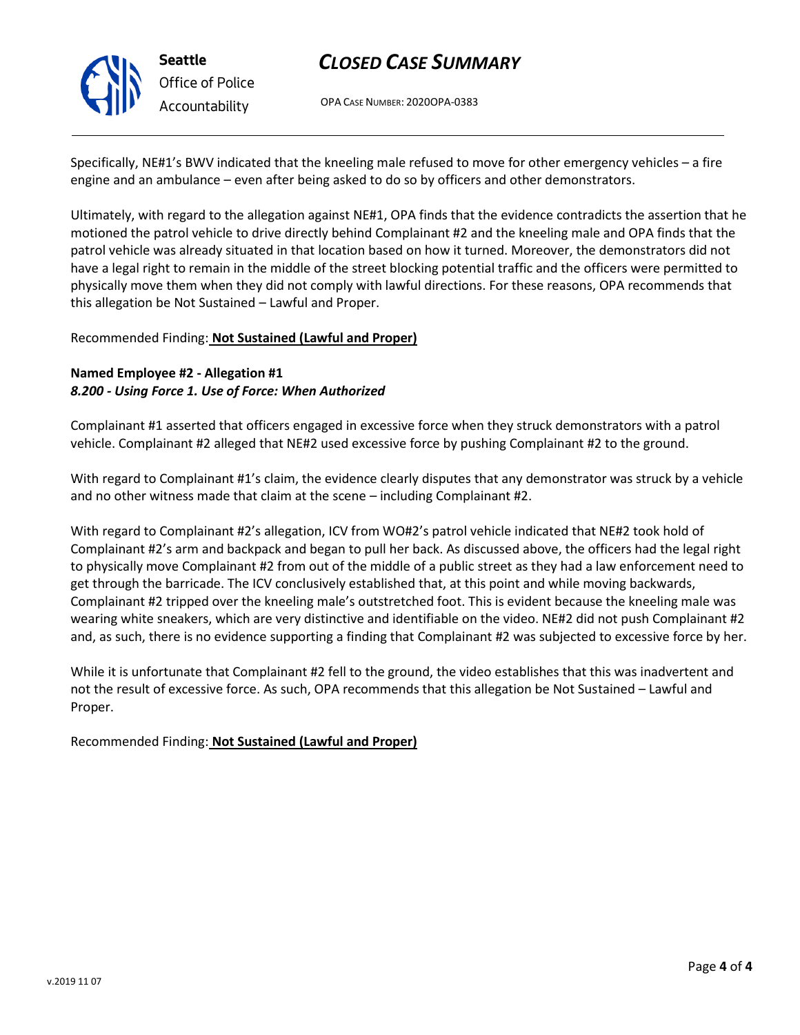Specifically, NE#1's BWV indicated that the kneeling male refused to move for other emergency vehicles – a fire engine and an ambulance – even after being asked to do so by officers and other demonstrators.

Ultimately, with regard to the allegation against NE#1, OPA finds that the evidence contradicts the assertion that he motioned the patrol vehicle to drive directly behind Complainant #2 and the kneeling male and OPA finds that the patrol vehicle was already situated in that location based on how it turned. Moreover, the demonstrators did not have a legal right to remain in the middle of the street blocking potential traffic and the officers were permitted to physically move them when they did not comply with lawful directions. For these reasons, OPA recommends that this allegation be Not Sustained – Lawful and Proper.

Recommended Finding: **Not Sustained (Lawful and Proper)**

**Named Employee #2 - Allegation #1**
***8.200 - Using Force 1. Use of Force: When Authorized***

Complainant #1 asserted that officers engaged in excessive force when they struck demonstrators with a patrol vehicle. Complainant #2 alleged that NE#2 used excessive force by pushing Complainant #2 to the ground.

With regard to Complainant #1's claim, the evidence clearly disputes that any demonstrator was struck by a vehicle and no other witness made that claim at the scene – including Complainant #2.

With regard to Complainant #2's allegation, ICV from WO#2's patrol vehicle indicated that NE#2 took hold of Complainant #2's arm and backpack and began to pull her back. As discussed above, the officers had the legal right to physically move Complainant #2 from out of the middle of a public street as they had a law enforcement need to get through the barricade. The ICV conclusively established that, at this point and while moving backwards, Complainant #2 tripped over the kneeling male's outstretched foot. This is evident because the kneeling male was wearing white sneakers, which are very distinctive and identifiable on the video. NE#2 did not push Complainant #2 and, as such, there is no evidence supporting a finding that Complainant #2 was subjected to excessive force by her.

While it is unfortunate that Complainant #2 fell to the ground, the video establishes that this was inadvertent and not the result of excessive force. As such, OPA recommends that this allegation be Not Sustained – Lawful and Proper.

Recommended Finding: **Not Sustained (Lawful and Proper)**